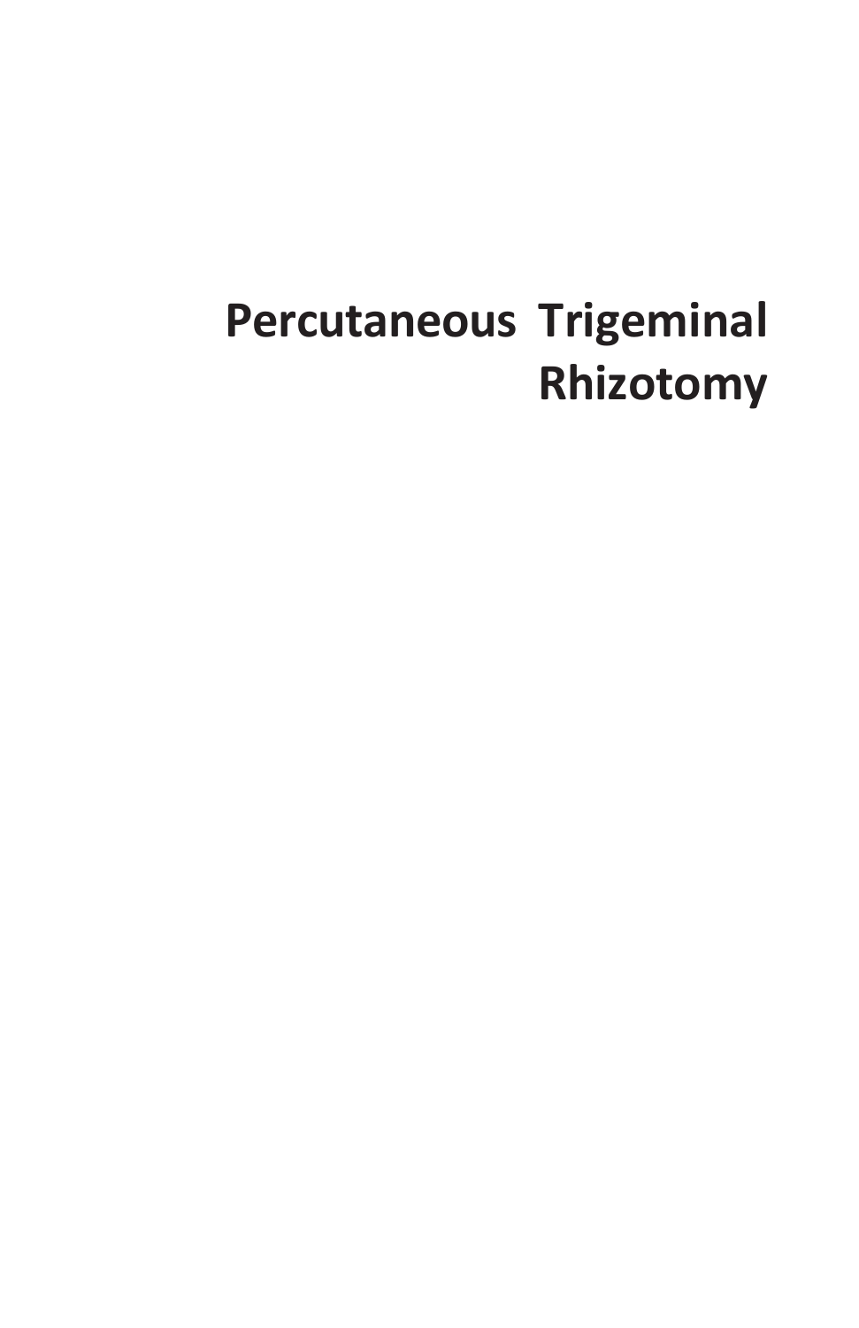# Percutaneous Trigeminal Rhizotomy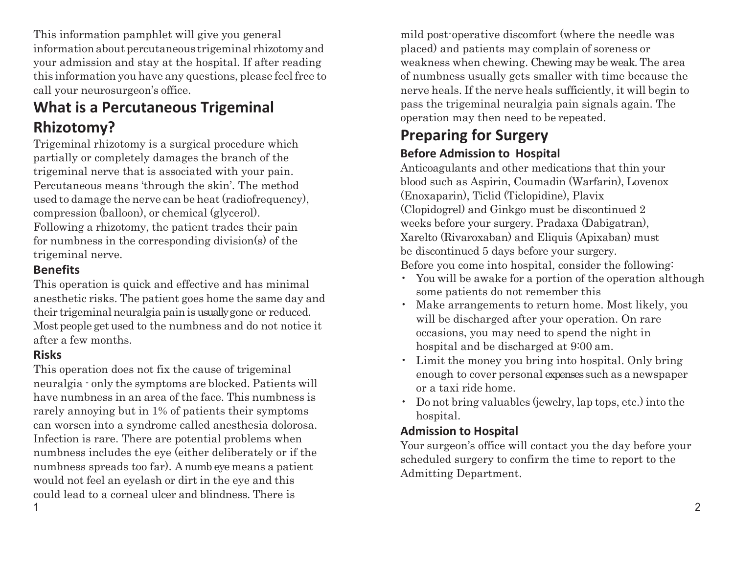This information pamphlet will give you general information about percutaneous trigeminal rhizotomy and your admission and stay at the hospital. If after reading this information you have any questions, please feel free to call your neurosurgeon's office.

## What is a Percutaneous Trigeminal Rhizotomy?

Trigeminal rhizotomy is a surgical procedure which partially or completely damages the branch of the trigeminal nerve that is associated with your pain. Percutaneous means 'through the skin'. The method used to damage the nerve can be heat (radiofrequency), compression (balloon), or chemical (glycerol). Following a rhizotomy, the patient trades their pain for numbness in the corresponding division(s) of the trigeminal nerve.

### Benefits

This operation is quick and effective and has minimal anesthetic risks. The patient goes home the same day and their trigeminal neuralgia pain is usually gone or reduced. Most people get used to the numbness and do not notice it after a few months.

### Risks

This operation does not fix the cause of trigeminal neuralgia - only the symptoms are blocked. Patients will have numbness in an area of the face. This numbness is rarely annoying but in 1% of patients their symptoms can worsen into a syndrome called anesthesia dolorosa. Infection is rare. There are potential problems when numbness includes the eye (either deliberately or if the numbness spreads too far). A numb eye means a patient would not feel an eyelash or dirt in the eye and this could lead to a corneal ulcer and blindness. There is mild post-operative discomfort (where the needle was placed) and patients may complain of soreness or weakness when chewing. Chewing may be weak. The area of numbness usually gets smaller with time because the nerve heals. If the nerve heals sufficiently, it will begin to pass the trigeminal neuralgia pain signals again. The operation may then need to be repeated.

## Preparing for Surgery

### Before Admission to Hospital

Anticoagulants and other medications that thin your blood such as Aspirin, Coumadin (Warfarin), Lovenox (Enoxaparin), Ticlid (Ticlopidine), Plavix (Clopidogrel) and Ginkgo must be discontinued 2 weeks before your surgery. Pradaxa (Dabigatran), Xarelto (Rivaroxaban) and Eliquis (Apixaban) must be discontinued 5 days before your surgery.

Before you come into hospital, consider the following:

- You will be awake for a portion of the operation although some patients do not remember this
- Make arrangements to return home. Most likely, you will be discharged after your operation. On rare occasions, you may need to spend the night in hospital and be discharged at 9:00 am.
- Limit the money you bring into hospital. Only bring enough to cover personal expenses such as a newspaper or a taxi ride home.
- Do not bring valuables (jewelry, lap tops, etc.) into the hospital.

### Admission to Hospital

Your surgeon's office will contact you the day before your scheduled surgery to confirm the time to report to the Admitting Department.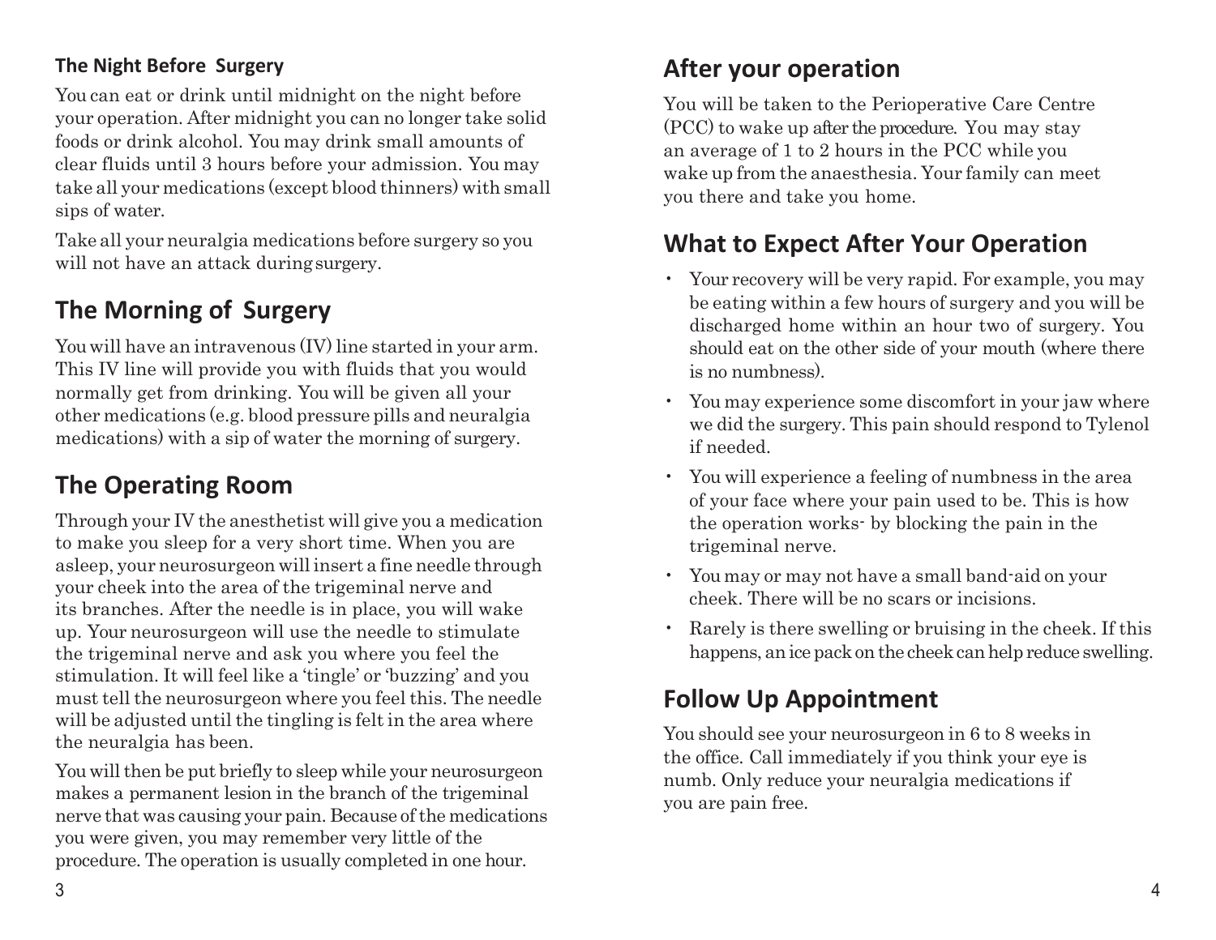### The Night Before Surgery

You can eat or drink until midnight on the night before your operation. After midnight you can no longer take solid foods or drink alcohol. You may drink small amounts of clear fluids until 3 hours before your admission. You may take all your medications (except blood thinners) with small sips of water.

Take all your neuralgia medications before surgery so you will not have an attack during surgery.

## The Morning of Surgery

You will have an intravenous (IV) line started in your arm. This IV line will provide you with fluids that you would normally get from drinking. You will be given all your other medications (e.g. blood pressure pills and neuralgia medications) with a sip of water the morning of surgery.

## The Operating Room

Through your IV the anesthetist will give you a medication to make you sleep for a very short time. When you are asleep, your neurosurgeon will insert a fine needle through your cheek into the area of the trigeminal nerve and its branches. After the needle is in place, you will wake up. Your neurosurgeon will use the needle to stimulate the trigeminal nerve and ask you where you feel the stimulation. It will feel like a 'tingle' or 'buzzing' and you must tell the neurosurgeon where you feel this. The needle will be adjusted until the tingling is felt in the area where the neuralgia has been.

You will then be put briefly to sleep while your neurosurgeon makes a permanent lesion in the branch of the trigeminal nerve that was causing your pain. Because of the medications you were given, you may remember very little of the procedure. The operation is usually completed in one hour.

## After your operation

You will be taken to the Perioperative Care Centre (PCC) to wake up after the procedure. You may stay an average of 1 to 2 hours in the PCC while you wake up from the anaesthesia. Your family can meet you there and take you home.

## What to Expect After Your Operation

- Your recovery will be very rapid. For example, you may be eating within a few hours of surgery and you will be discharged home within an hour two of surgery. You should eat on the other side of your mouth (where there is no numbness).
- You may experience some discomfort in your jaw where we did the surgery. This pain should respond to Tylenol if needed.
- You will experience a feeling of numbness in the area of your face where your pain used to be. This is how the operation works- by blocking the pain in the trigeminal nerve.
- You may or may not have a small band-aid on your cheek. There will be no scars or incisions.
- Rarely is there swelling or bruising in the cheek. If this happens, an ice pack on the cheek can help reduce swelling.

## Follow Up Appointment

You should see your neurosurgeon in 6 to 8 weeks in the office. Call immediately if you think your eye is numb. Only reduce your neuralgia medications if you are pain free.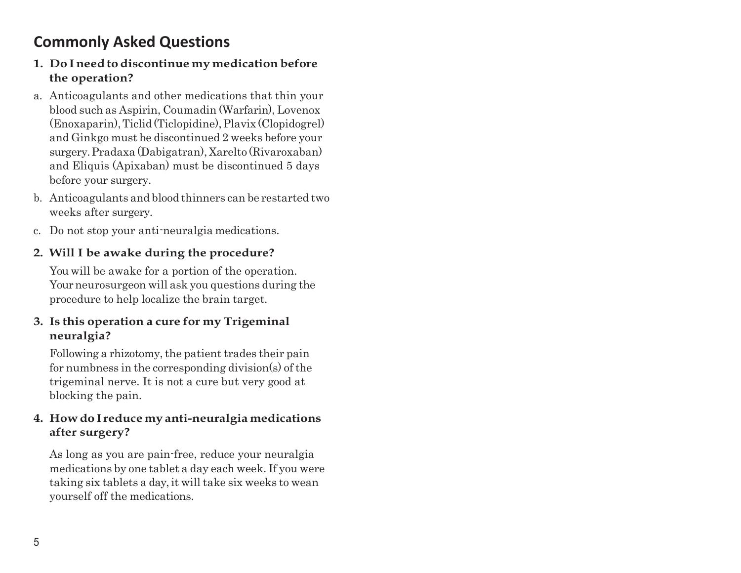## Commonly Asked Questions

1. **Do I need to discontinue my medication before the operation?**

   a. Anticoagulants and other medications that thin your blood such as Aspirin, Coumadin (Warfarin), Lovenox (Enoxaparin), Ticlid (Ticlopidine), Plavix (Clopidogrel) and Ginkgo must be discontinued 2 weeks before your surgery. Pradaxa (Dabigatran), Xarelto (Rivaroxaban) and Eliquis (Apixaban) must be discontinued 5 days before your surgery.

   b. Anticoagulants and blood thinners can be restarted two weeks after surgery.

   c. Do not stop your anti-neuralgia medications.

2. **Will I be awake during the procedure?**

   You will be awake for a portion of the operation. Your neurosurgeon will ask you questions during the procedure to help localize the brain target.

3. **Is this operation a cure for my Trigeminal neuralgia?**

   Following a rhizotomy, the patient trades their pain for numbness in the corresponding division(s) of the trigeminal nerve. It is not a cure but very good at blocking the pain.

4. **How do I reduce my anti-neuralgia medications after surgery?**

   As long as you are pain-free, reduce your neuralgia medications by one tablet a day each week. If you were taking six tablets a day, it will take six weeks to wean yourself off the medications.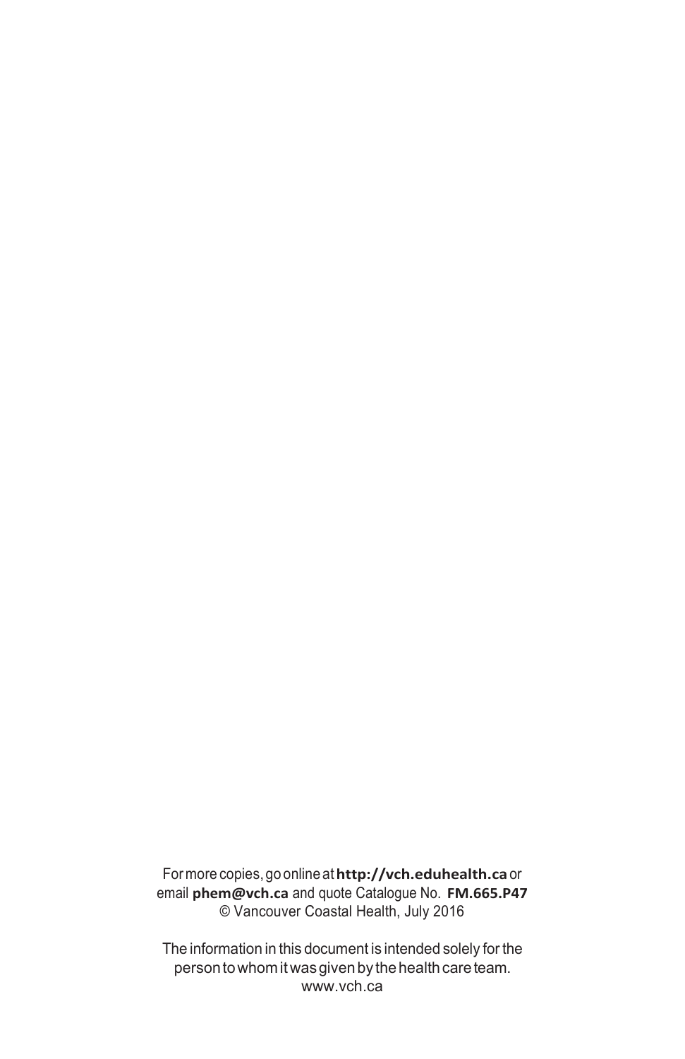For more copies, go online at **http://vch.eduhealth.ca** or email **phem@vch.ca** and quote Catalogue No. **FM.665.P47**
© Vancouver Coastal Health, July 2016

The information in this document is intended solely for the person to whom it was given by the health care team.
www.vch.ca